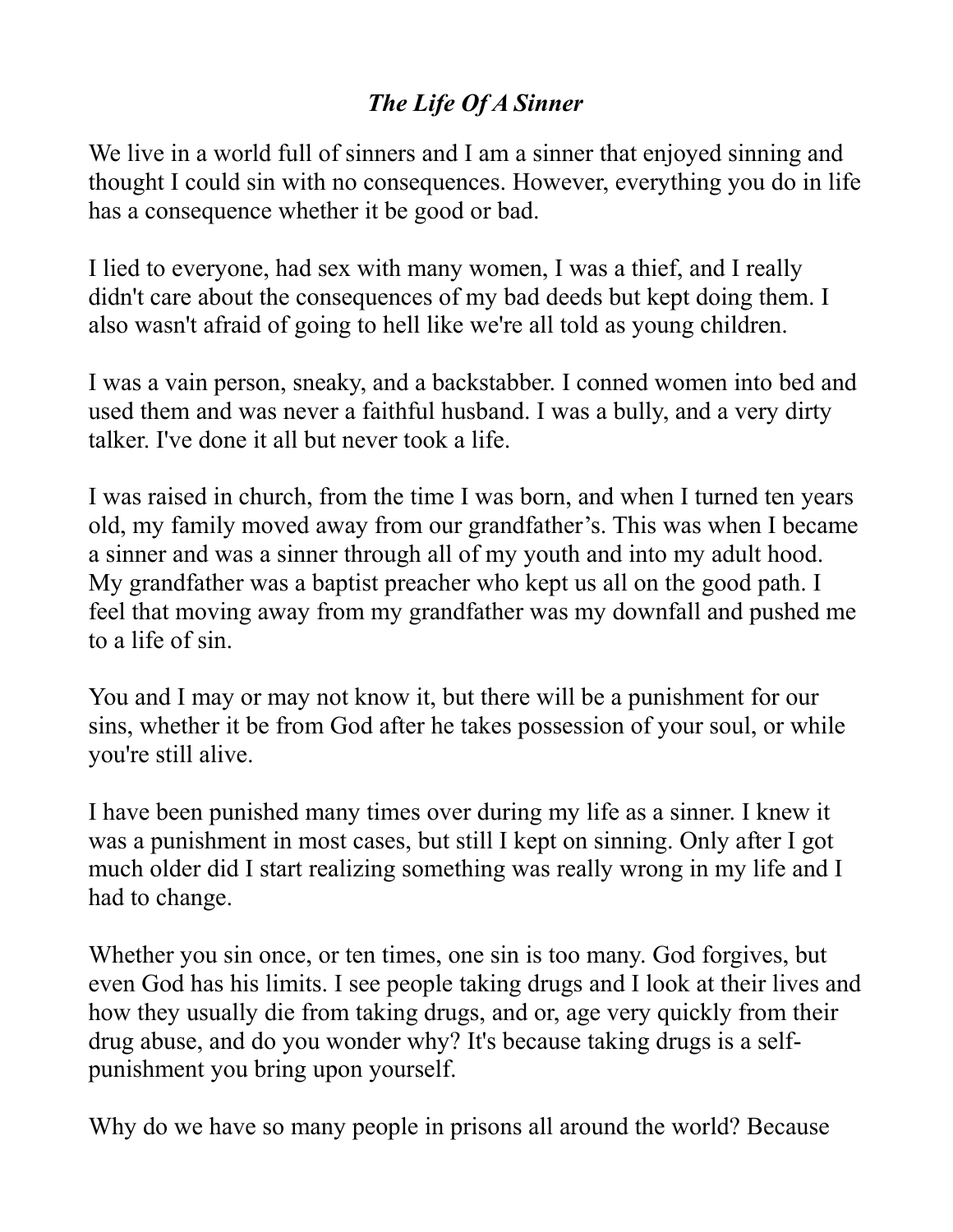# ***The Life Of A Sinner***

We live in a world full of sinners and I am a sinner that enjoyed sinning and thought I could sin with no consequences. However, everything you do in life has a consequence whether it be good or bad.

I lied to everyone, had sex with many women, I was a thief, and I really didn't care about the consequences of my bad deeds but kept doing them. I also wasn't afraid of going to hell like we're all told as young children.

I was a vain person, sneaky, and a backstabber. I conned women into bed and used them and was never a faithful husband. I was a bully, and a very dirty talker. I've done it all but never took a life.

I was raised in church, from the time I was born, and when I turned ten years old, my family moved away from our grandfather's. This was when I became a sinner and was a sinner through all of my youth and into my adult hood. My grandfather was a baptist preacher who kept us all on the good path. I feel that moving away from my grandfather was my downfall and pushed me to a life of sin.

You and I may or may not know it, but there will be a punishment for our sins, whether it be from God after he takes possession of your soul, or while you're still alive.

I have been punished many times over during my life as a sinner. I knew it was a punishment in most cases, but still I kept on sinning. Only after I got much older did I start realizing something was really wrong in my life and I had to change.

Whether you sin once, or ten times, one sin is too many. God forgives, but even God has his limits. I see people taking drugs and I look at their lives and how they usually die from taking drugs, and or, age very quickly from their drug abuse, and do you wonder why? It's because taking drugs is a self-punishment you bring upon yourself.

Why do we have so many people in prisons all around the world? Because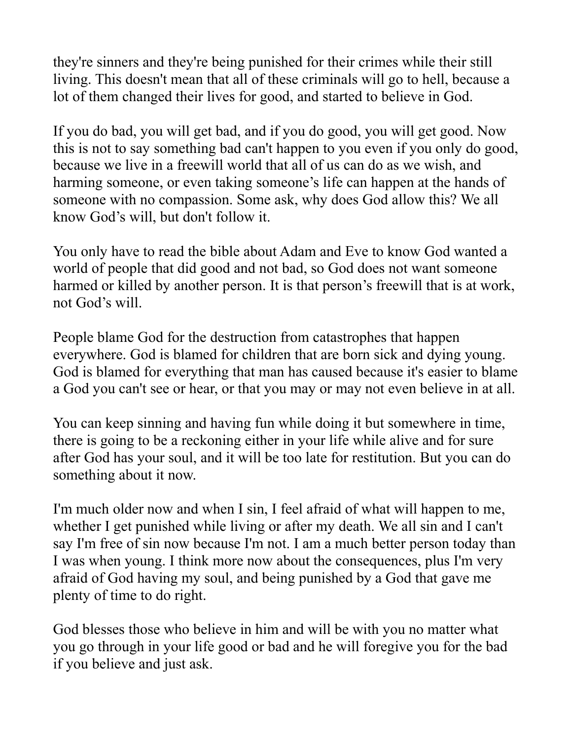they're sinners and they're being punished for their crimes while their still living. This doesn't mean that all of these criminals will go to hell, because a lot of them changed their lives for good, and started to believe in God.

If you do bad, you will get bad, and if you do good, you will get good. Now this is not to say something bad can't happen to you even if you only do good, because we live in a freewill world that all of us can do as we wish, and harming someone, or even taking someone's life can happen at the hands of someone with no compassion. Some ask, why does God allow this? We all know God's will, but don't follow it.

You only have to read the bible about Adam and Eve to know God wanted a world of people that did good and not bad, so God does not want someone harmed or killed by another person. It is that person's freewill that is at work, not God's will.

People blame God for the destruction from catastrophes that happen everywhere. God is blamed for children that are born sick and dying young. God is blamed for everything that man has caused because it's easier to blame a God you can't see or hear, or that you may or may not even believe in at all.

You can keep sinning and having fun while doing it but somewhere in time, there is going to be a reckoning either in your life while alive and for sure after God has your soul, and it will be too late for restitution. But you can do something about it now.

I'm much older now and when I sin, I feel afraid of what will happen to me, whether I get punished while living or after my death. We all sin and I can't say I'm free of sin now because I'm not. I am a much better person today than I was when young. I think more now about the consequences, plus I'm very afraid of God having my soul, and being punished by a God that gave me plenty of time to do right.

God blesses those who believe in him and will be with you no matter what you go through in your life good or bad and he will foregive you for the bad if you believe and just ask.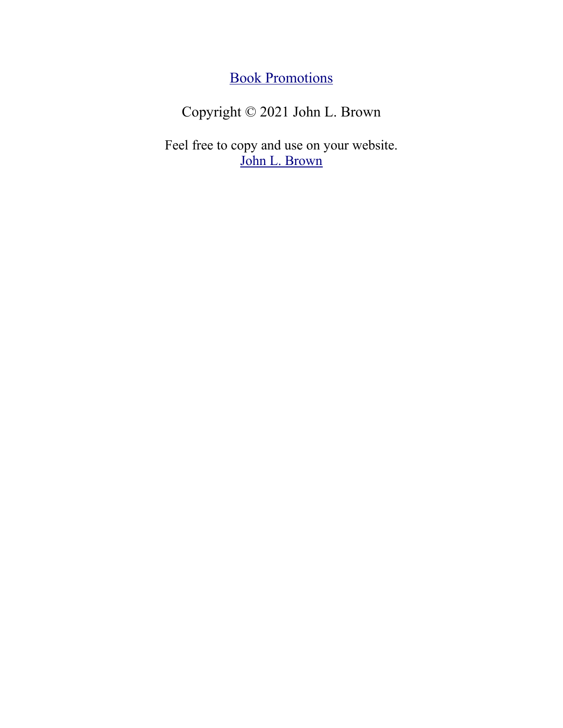Book Promotions

Copyright © 2021 John L. Brown

Feel free to copy and use on your website.
John L. Brown